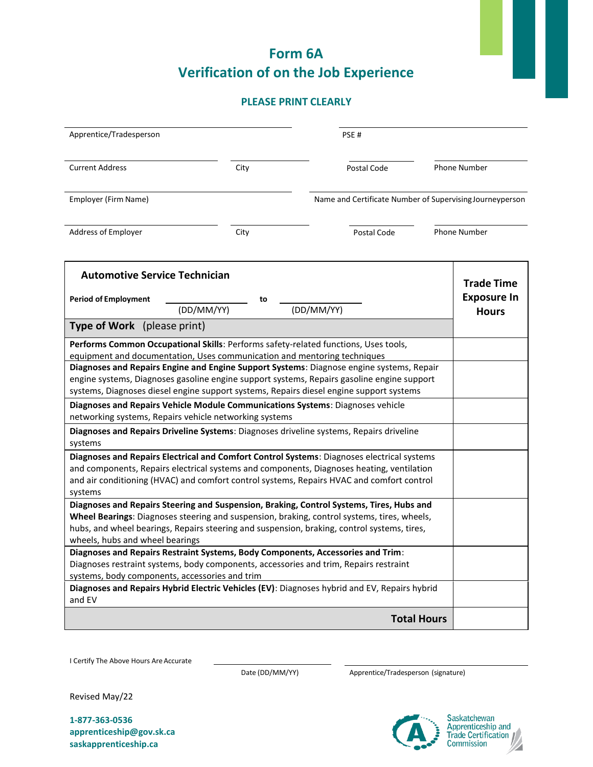# Form 6A
# Verification of on the Job Experience

**PLEASE PRINT CLEARLY**

Apprentice/Tradesperson ____________________ PSE # ____________________

Current Address ____________________ City ____________________ Postal Code ____________ Phone Number ____________

Employer (Firm Name) ____________________ Name and Certificate Number of Supervising Journeyperson ____________________

Address of Employer ____________________ City ____________________ Postal Code ____________ Phone Number ____________

| **Automotive Service Technician**<br><br>**Period of Employment** ____________ (DD/MM/YY) **to** ____________ (DD/MM/YY) | **Trade Time Exposure In Hours** |
|---|---|
| **Type of Work** (please print) | |
| **Performs Common Occupational Skills**: Performs safety-related functions, Uses tools, equipment and documentation, Uses communication and mentoring techniques | |
| **Diagnoses and Repairs Engine and Engine Support Systems**: Diagnose engine systems, Repair engine systems, Diagnoses gasoline engine support systems, Repairs gasoline engine support systems, Diagnoses diesel engine support systems, Repairs diesel engine support systems | |
| **Diagnoses and Repairs Vehicle Module Communications Systems**: Diagnoses vehicle networking systems, Repairs vehicle networking systems | |
| **Diagnoses and Repairs Driveline Systems**: Diagnoses driveline systems, Repairs driveline systems | |
| **Diagnoses and Repairs Electrical and Comfort Control Systems**: Diagnoses electrical systems and components, Repairs electrical systems and components, Diagnoses heating, ventilation and air conditioning (HVAC) and comfort control systems, Repairs HVAC and comfort control systems | |
| **Diagnoses and Repairs Steering and Suspension, Braking, Control Systems, Tires, Hubs and Wheel Bearings**: Diagnoses steering and suspension, braking, control systems, tires, wheels, hubs, and wheel bearings, Repairs steering and suspension, braking, control systems, tires, wheels, hubs and wheel bearings | |
| **Diagnoses and Repairs Restraint Systems, Body Components, Accessories and Trim**: Diagnoses restraint systems, body components, accessories and trim, Repairs restraint systems, body components, accessories and trim | |
| **Diagnoses and Repairs Hybrid Electric Vehicles (EV)**: Diagnoses hybrid and EV, Repairs hybrid and EV | |
| **Total Hours** | |

I Certify The Above Hours Are Accurate ____________________ Date (DD/MM/YY) ____________________ Apprentice/Tradesperson (signature)

Revised May/22

**1-877-363-0536**
**apprenticeship@gov.sk.ca**
**saskapprenticeship.ca**

Saskatchewan Apprenticeship and Trade Certification Commission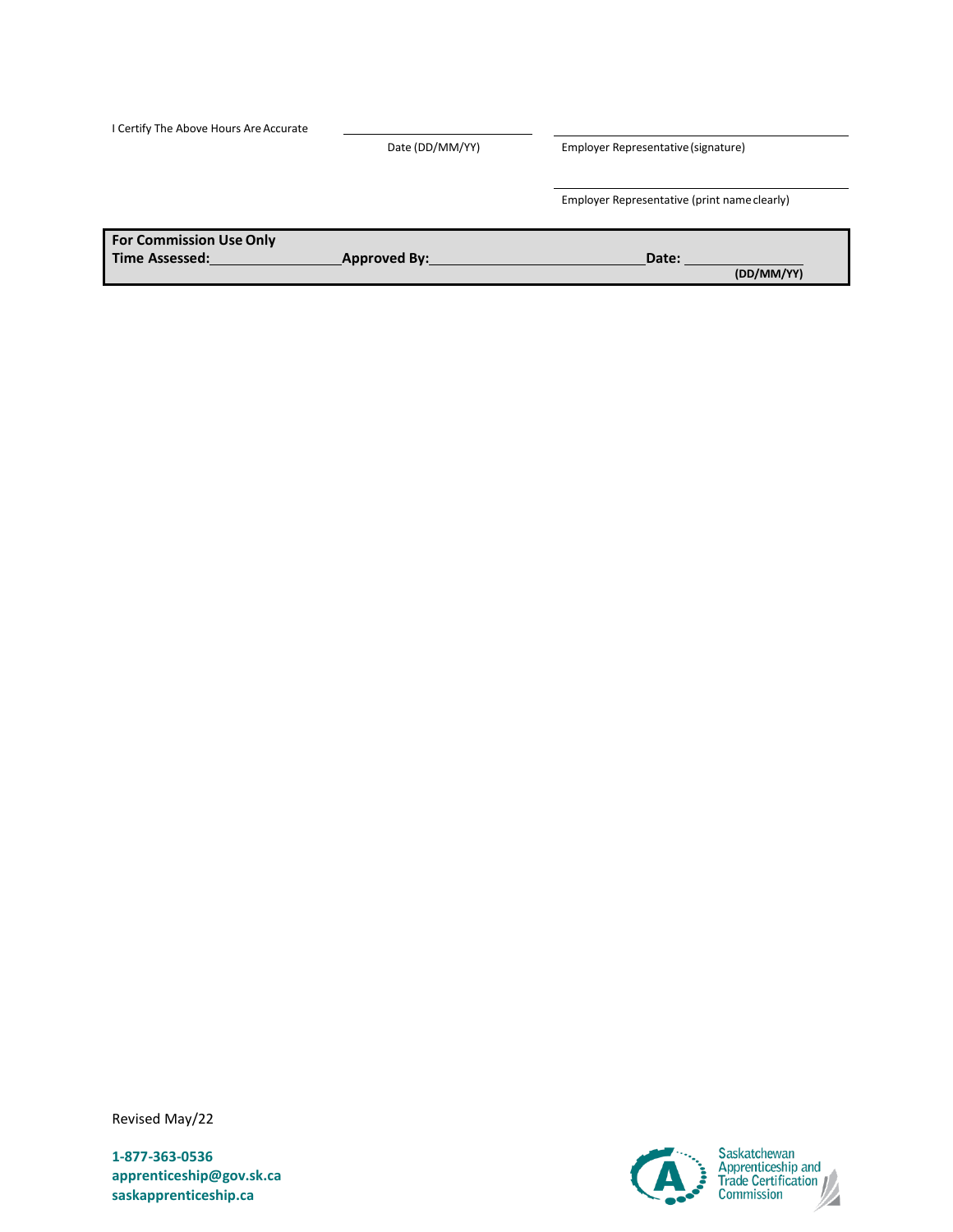I Certify The Above Hours Are Accurate

\_\_\_\_\_\_\_\_\_\_\_\_\_\_\_\_\_\_\_\_
Date (DD/MM/YY)

\_\_\_\_\_\_\_\_\_\_\_\_\_\_\_\_\_\_\_\_\_\_\_\_\_\_\_\_\_\_
Employer Representative (signature)

\_\_\_\_\_\_\_\_\_\_\_\_\_\_\_\_\_\_\_\_\_\_\_\_\_\_\_\_\_\_
Employer Representative (print name clearly)

| **For Commission Use Only** | | |
|---|---|---|
| **Time Assessed:** \_\_\_\_\_\_\_\_\_\_\_\_ | **Approved By:** \_\_\_\_\_\_\_\_\_\_\_\_\_\_\_\_\_\_\_\_ | **Date:** \_\_\_\_\_\_\_\_\_\_ **(DD/MM/YY)** |

Revised May/22

**1-877-363-0536**
**apprenticeship@gov.sk.ca**
**saskapprenticeship.ca**

Saskatchewan Apprenticeship and Trade Certification Commission